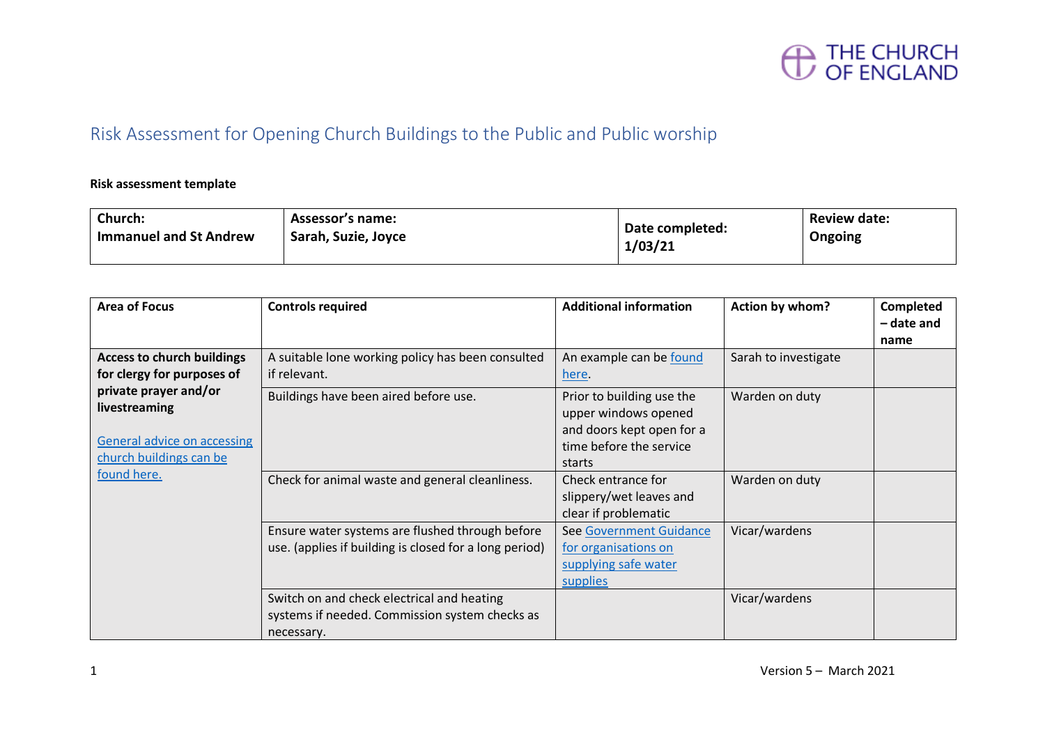THE CHURCH OF ENGLAND

# Risk Assessment for Opening Church Buildings to the Public and Public worship

**Risk assessment template**

| **Church:** Immanuel and St Andrew | **Assessor's name:** Sarah, Suzie, Joyce | **Date completed:** 1/03/21 | **Review date:** Ongoing |
|---|---|---|---|

| Area of Focus | Controls required | Additional information | Action by whom? | Completed – date and name |
|---|---|---|---|---|
| **Access to church buildings for clergy for purposes of private prayer and/or livestreaming** <br><br> General advice on accessing church buildings can be found here. | A suitable lone working policy has been consulted if relevant. | An example can be found here. | Sarah to investigate | |
| | Buildings have been aired before use. | Prior to building use the upper windows opened and doors kept open for a time before the service starts | Warden on duty | |
| | Check for animal waste and general cleanliness. | Check entrance for slippery/wet leaves and clear if problematic | Warden on duty | |
| | Ensure water systems are flushed through before use. (applies if building is closed for a long period) | See Government Guidance for organisations on supplying safe water supplies | Vicar/wardens | |
| | Switch on and check electrical and heating systems if needed. Commission system checks as necessary. | | Vicar/wardens | |

Version 5 – March 2021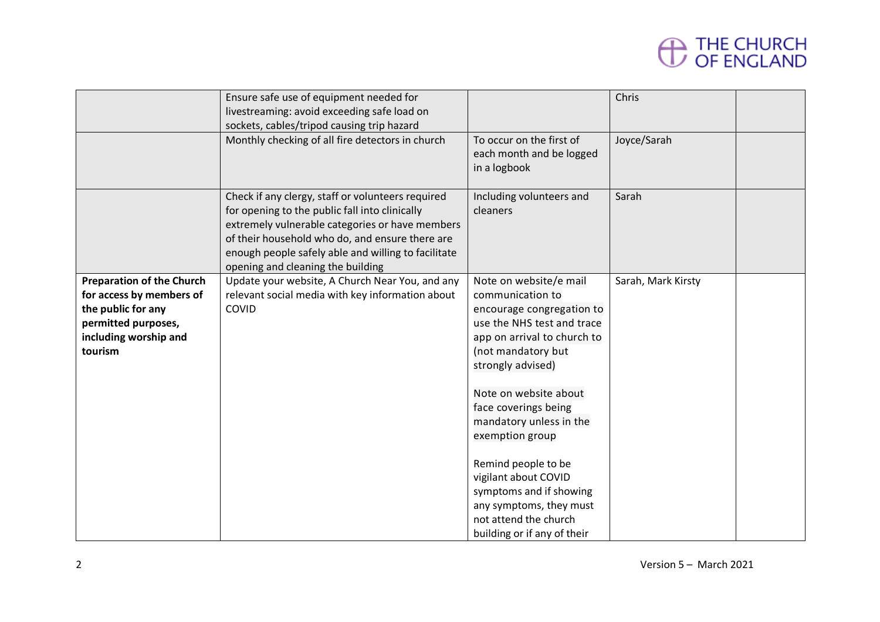| | | | | |
|---|---|---|---|---|
| | Ensure safe use of equipment needed for livestreaming: avoid exceeding safe load on sockets, cables/tripod causing trip hazard | | Chris | |
| | Monthly checking of all fire detectors in church | To occur on the first of each month and be logged in a logbook | Joyce/Sarah | |
| | Check if any clergy, staff or volunteers required for opening to the public fall into clinically extremely vulnerable categories or have members of their household who do, and ensure there are enough people safely able and willing to facilitate opening and cleaning the building | Including volunteers and cleaners | Sarah | |
| **Preparation of the Church for access by members of the public for any permitted purposes, including worship and tourism** | Update your website, A Church Near You, and any relevant social media with key information about COVID | Note on website/e mail communication to encourage congregation to use the NHS test and trace app on arrival to church to (not mandatory but strongly advised)<br><br>Note on website about face coverings being mandatory unless in the exemption group<br><br>Remind people to be vigilant about COVID symptoms and if showing any symptoms, they must not attend the church building or if any of their | Sarah, Mark Kirsty | |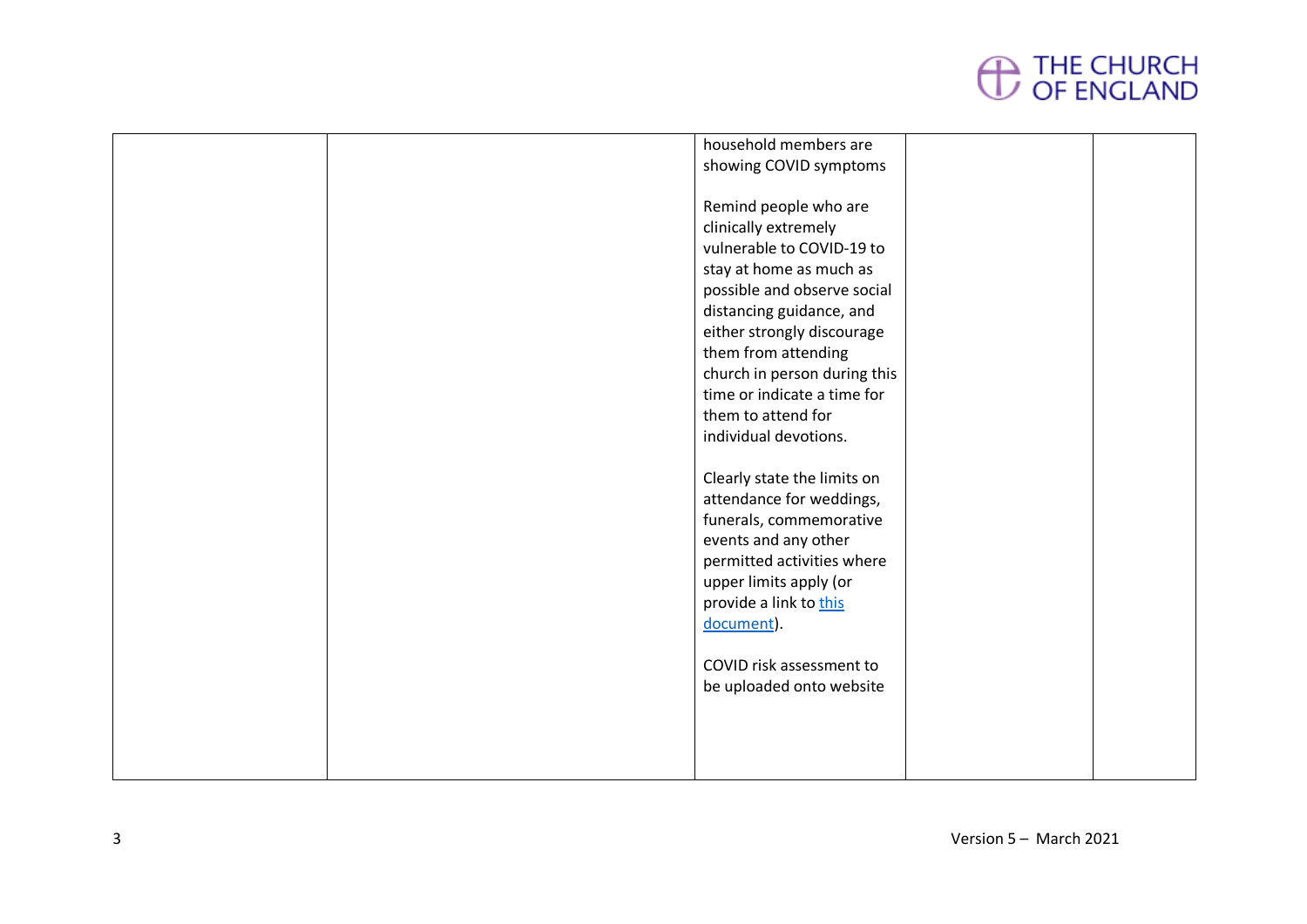| | | | | |
|---|---|---|---|---|
| | | household members are showing COVID symptoms<br><br>Remind people who are clinically extremely vulnerable to COVID-19 to stay at home as much as possible and observe social distancing guidance, and either strongly discourage them from attending church in person during this time or indicate a time for them to attend for individual devotions.<br><br>Clearly state the limits on attendance for weddings, funerals, commemorative events and any other permitted activities where upper limits apply (or provide a link to this document).<br><br>COVID risk assessment to be uploaded onto website | | |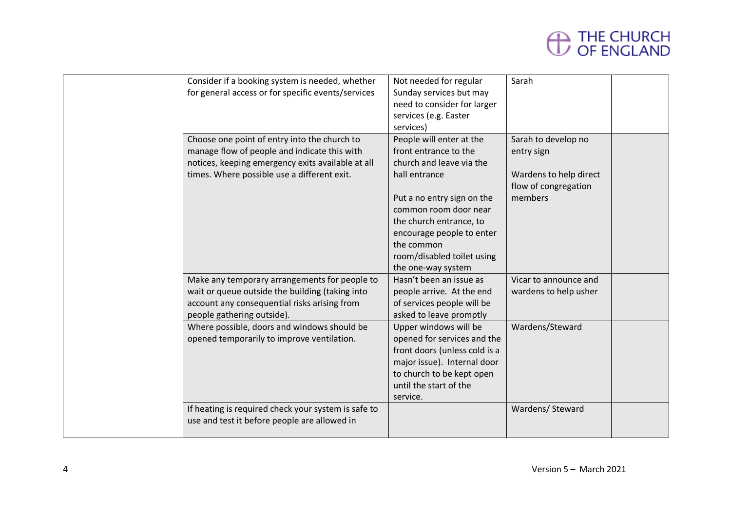| | | | | |
|---|---|---|---|---|
| | Consider if a booking system is needed, whether for general access or for specific events/services | Not needed for regular Sunday services but may need to consider for larger services (e.g. Easter services) | Sarah | |
| | Choose one point of entry into the church to manage flow of people and indicate this with notices, keeping emergency exits available at all times. Where possible use a different exit. | People will enter at the front entrance to the church and leave via the hall entrance<br><br>Put a no entry sign on the common room door near the church entrance, to encourage people to enter the common room/disabled toilet using the one-way system | Sarah to develop no entry sign<br><br>Wardens to help direct flow of congregation members | |
| | Make any temporary arrangements for people to wait or queue outside the building (taking into account any consequential risks arising from people gathering outside). | Hasn't been an issue as people arrive. At the end of services people will be asked to leave promptly | Vicar to announce and wardens to help usher | |
| | Where possible, doors and windows should be opened temporarily to improve ventilation. | Upper windows will be opened for services and the front doors (unless cold is a major issue). Internal door to church to be kept open until the start of the service. | Wardens/Steward | |
| | If heating is required check your system is safe to use and test it before people are allowed in | | Wardens/ Steward | |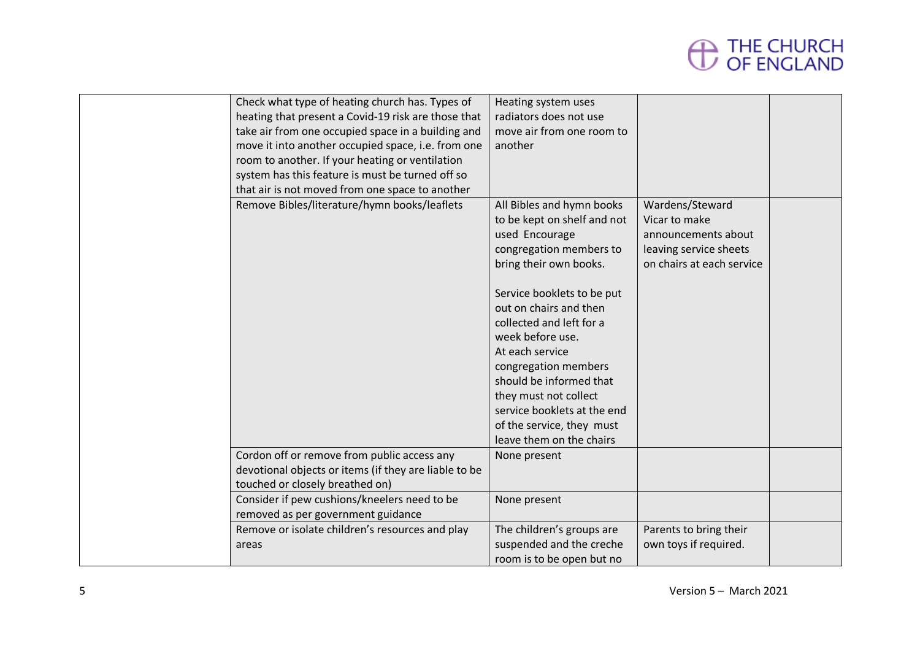| | | | | |
|---|---|---|---|---|
| | Check what type of heating church has. Types of heating that present a Covid-19 risk are those that take air from one occupied space in a building and move it into another occupied space, i.e. from one room to another. If your heating or ventilation system has this feature is must be turned off so that air is not moved from one space to another | Heating system uses radiators does not use move air from one room to another | | |
| | Remove Bibles/literature/hymn books/leaflets | All Bibles and hymn books to be kept on shelf and not used Encourage congregation members to bring their own books.<br><br>Service booklets to be put out on chairs and then collected and left for a week before use.<br>At each service congregation members should be informed that they must not collect service booklets at the end of the service, they must leave them on the chairs | Wardens/Steward<br>Vicar to make announcements about leaving service sheets on chairs at each service | |
| | Cordon off or remove from public access any devotional objects or items (if they are liable to be touched or closely breathed on) | None present | | |
| | Consider if pew cushions/kneelers need to be removed as per government guidance | None present | | |
| | Remove or isolate children's resources and play areas | The children's groups are suspended and the creche room is to be open but no | Parents to bring their own toys if required. | |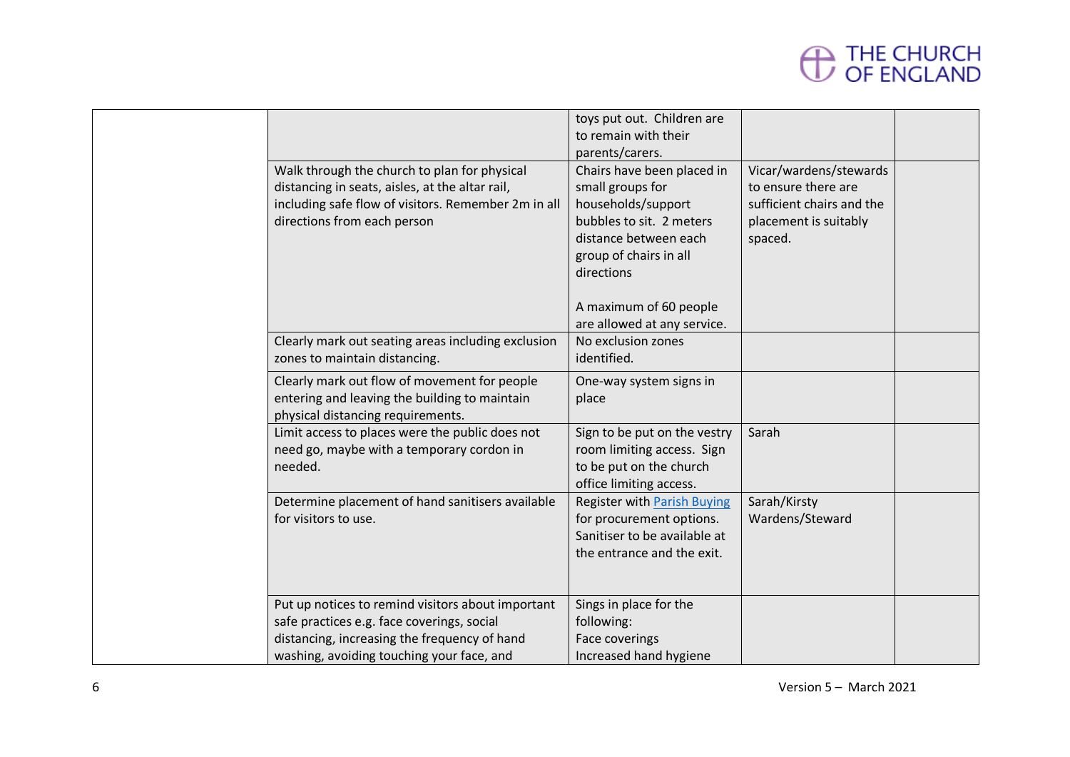| | | | | |
|---|---|---|---|---|
| | | toys put out. Children are to remain with their parents/carers. | | |
| | Walk through the church to plan for physical distancing in seats, aisles, at the altar rail, including safe flow of visitors. Remember 2m in all directions from each person | Chairs have been placed in small groups for households/support bubbles to sit. 2 meters distance between each group of chairs in all directions<br><br>A maximum of 60 people are allowed at any service. | Vicar/wardens/stewards to ensure there are sufficient chairs and the placement is suitably spaced. | |
| | Clearly mark out seating areas including exclusion zones to maintain distancing. | No exclusion zones identified. | | |
| | Clearly mark out flow of movement for people entering and leaving the building to maintain physical distancing requirements. | One-way system signs in place | | |
| | Limit access to places were the public does not need go, maybe with a temporary cordon in needed. | Sign to be put on the vestry room limiting access. Sign to be put on the church office limiting access. | Sarah | |
| | Determine placement of hand sanitisers available for visitors to use. | Register with [Parish Buying]() for procurement options. Sanitiser to be available at the entrance and the exit. | Sarah/Kirsty Wardens/Steward | |
| | Put up notices to remind visitors about important safe practices e.g. face coverings, social distancing, increasing the frequency of hand washing, avoiding touching your face, and | Sings in place for the following:<br>Face coverings<br>Increased hand hygiene | | |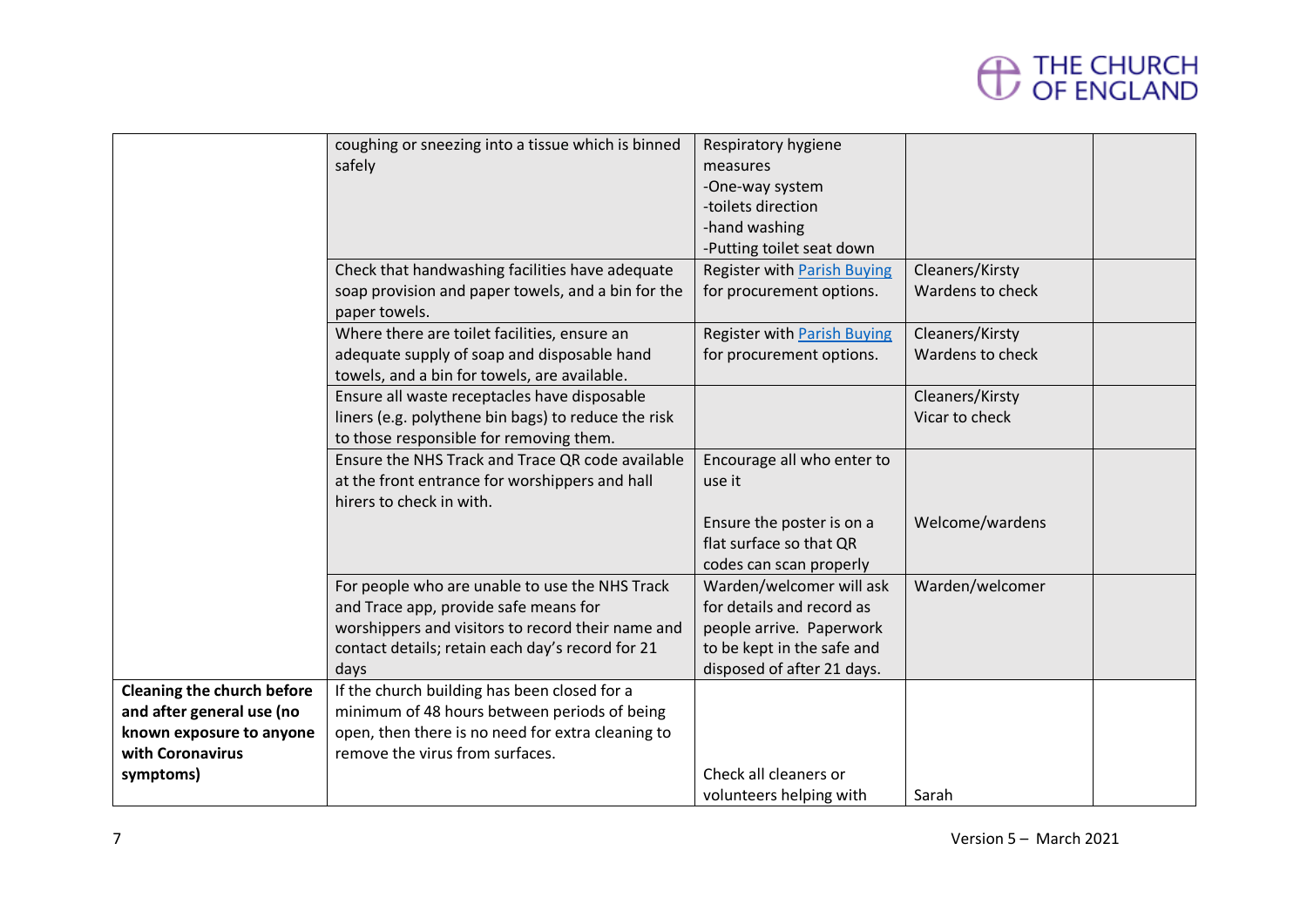| | | | | |
|---|---|---|---|---|
| | coughing or sneezing into a tissue which is binned safely | Respiratory hygiene measures<br>-One-way system<br>-toilets direction<br>-hand washing<br>-Putting toilet seat down | | |
| | Check that handwashing facilities have adequate soap provision and paper towels, and a bin for the paper towels. | Register with Parish Buying for procurement options. | Cleaners/Kirsty<br>Wardens to check | |
| | Where there are toilet facilities, ensure an adequate supply of soap and disposable hand towels, and a bin for towels, are available. | Register with Parish Buying for procurement options. | Cleaners/Kirsty<br>Wardens to check | |
| | Ensure all waste receptacles have disposable liners (e.g. polythene bin bags) to reduce the risk to those responsible for removing them. | | Cleaners/Kirsty<br>Vicar to check | |
| | Ensure the NHS Track and Trace QR code available at the front entrance for worshippers and hall hirers to check in with. | Encourage all who enter to use it<br><br>Ensure the poster is on a flat surface so that QR codes can scan properly | Welcome/wardens | |
| | For people who are unable to use the NHS Track and Trace app, provide safe means for worshippers and visitors to record their name and contact details; retain each day's record for 21 days | Warden/welcomer will ask for details and record as people arrive. Paperwork to be kept in the safe and disposed of after 21 days. | Warden/welcomer | |
| **Cleaning the church before and after general use (no known exposure to anyone with Coronavirus symptoms)** | If the church building has been closed for a minimum of 48 hours between periods of being open, then there is no need for extra cleaning to remove the virus from surfaces. | Check all cleaners or volunteers helping with | Sarah | |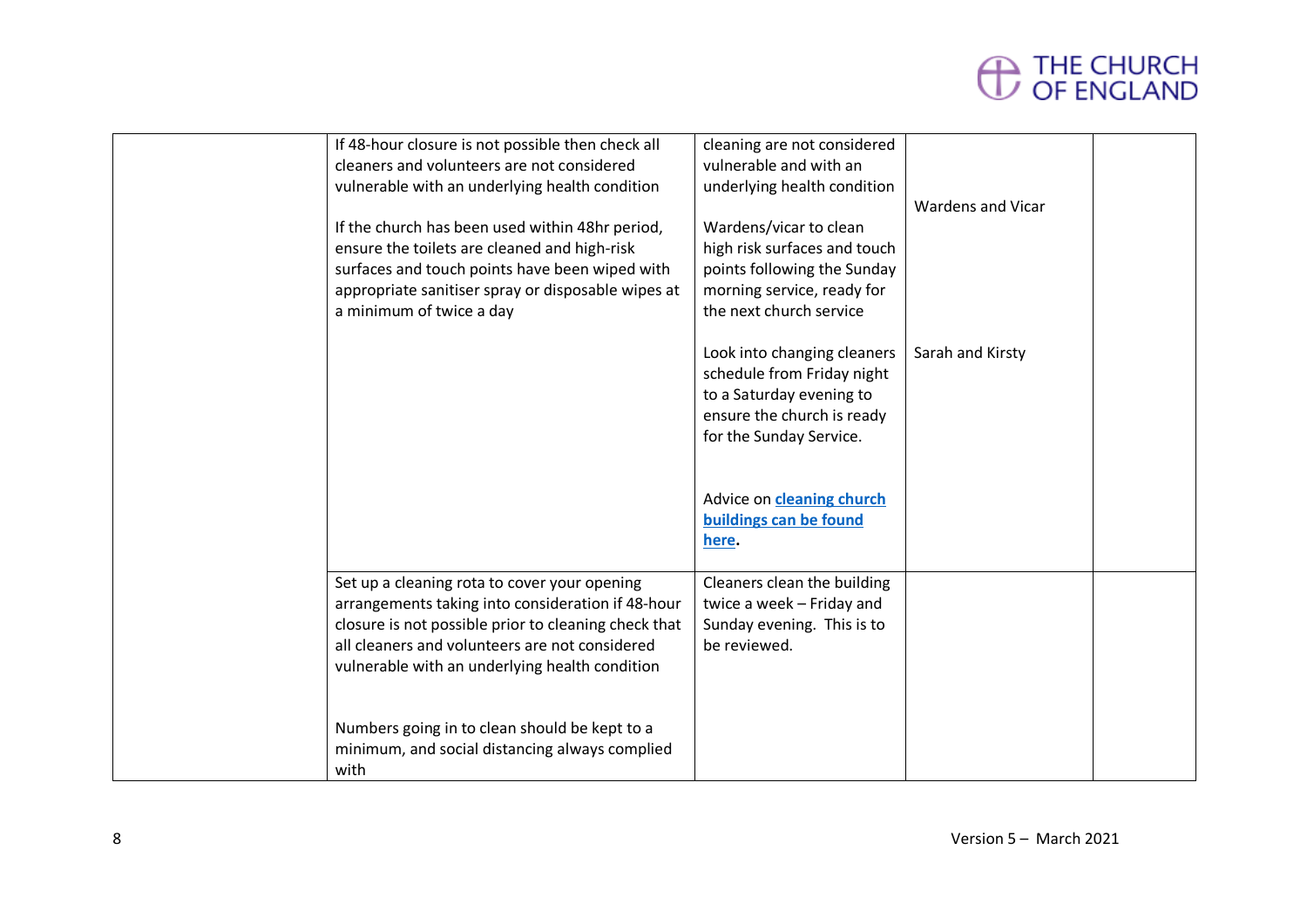| | | | | |
|---|---|---|---|---|
| | If 48-hour closure is not possible then check all cleaners and volunteers are not considered vulnerable with an underlying health condition<br><br>If the church has been used within 48hr period, ensure the toilets are cleaned and high-risk surfaces and touch points have been wiped with appropriate sanitiser spray or disposable wipes at a minimum of twice a day | cleaning are not considered vulnerable and with an underlying health condition<br><br>Wardens/vicar to clean high risk surfaces and touch points following the Sunday morning service, ready for the next church service<br><br>Look into changing cleaners schedule from Friday night to a Saturday evening to ensure the church is ready for the Sunday Service.<br><br>Advice on **[cleaning church buildings can be found here](#).** | Wardens and Vicar<br><br>Sarah and Kirsty | |
| | Set up a cleaning rota to cover your opening arrangements taking into consideration if 48-hour closure is not possible prior to cleaning check that all cleaners and volunteers are not considered vulnerable with an underlying health condition<br><br>Numbers going in to clean should be kept to a minimum, and social distancing always complied with | Cleaners clean the building twice a week – Friday and Sunday evening. This is to be reviewed. | | |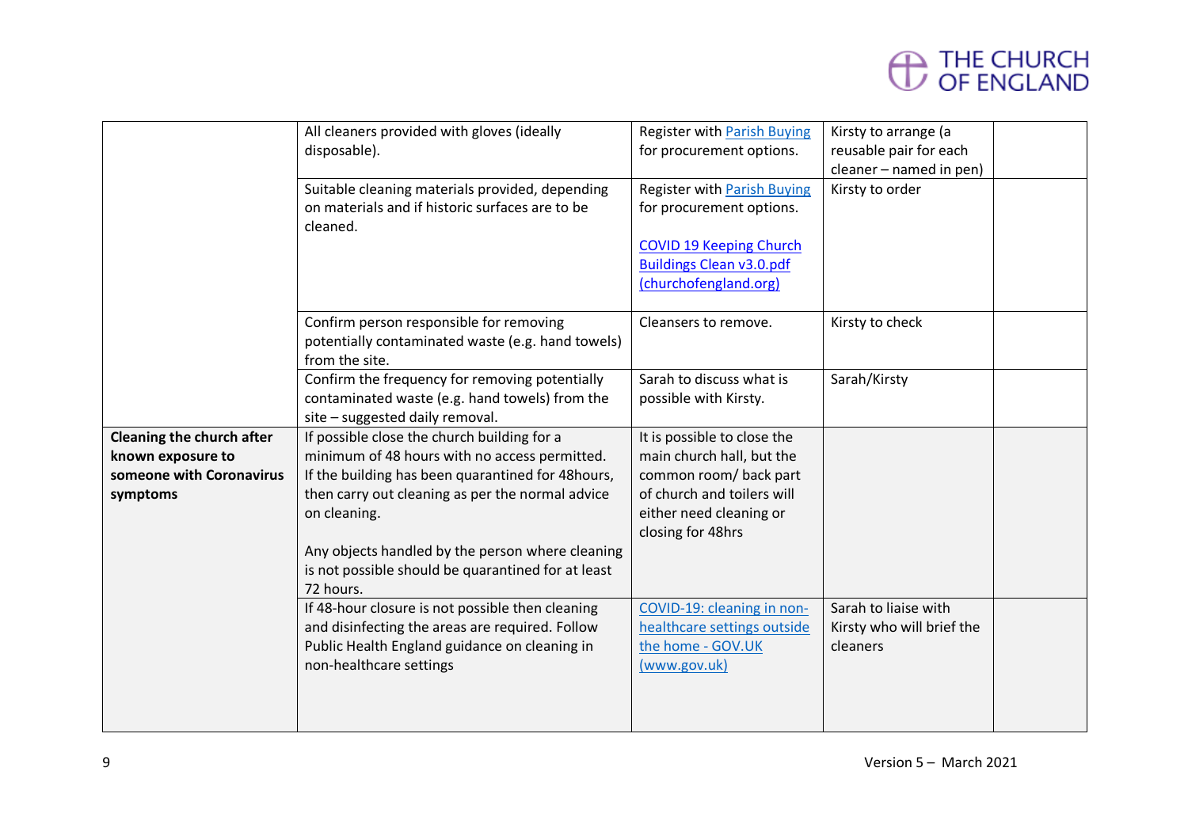| | | | | |
|---|---|---|---|---|
| | All cleaners provided with gloves (ideally disposable). | Register with Parish Buying for procurement options. | Kirsty to arrange (a reusable pair for each cleaner – named in pen) | |
| | Suitable cleaning materials provided, depending on materials and if historic surfaces are to be cleaned. | Register with Parish Buying for procurement options.<br><br>COVID 19 Keeping Church Buildings Clean v3.0.pdf (churchofengland.org) | Kirsty to order | |
| | Confirm person responsible for removing potentially contaminated waste (e.g. hand towels) from the site. | Cleansers to remove. | Kirsty to check | |
| | Confirm the frequency for removing potentially contaminated waste (e.g. hand towels) from the site – suggested daily removal. | Sarah to discuss what is possible with Kirsty. | Sarah/Kirsty | |
| **Cleaning the church after known exposure to someone with Coronavirus symptoms** | If possible close the church building for a minimum of 48 hours with no access permitted. If the building has been quarantined for 48hours, then carry out cleaning as per the normal advice on cleaning.<br><br>Any objects handled by the person where cleaning is not possible should be quarantined for at least 72 hours. | It is possible to close the main church hall, but the common room/ back part of church and toilers will either need cleaning or closing for 48hrs | | |
| | If 48-hour closure is not possible then cleaning and disinfecting the areas are required. Follow Public Health England guidance on cleaning in non-healthcare settings | COVID-19: cleaning in non-healthcare settings outside the home - GOV.UK (www.gov.uk) | Sarah to liaise with Kirsty who will brief the cleaners | |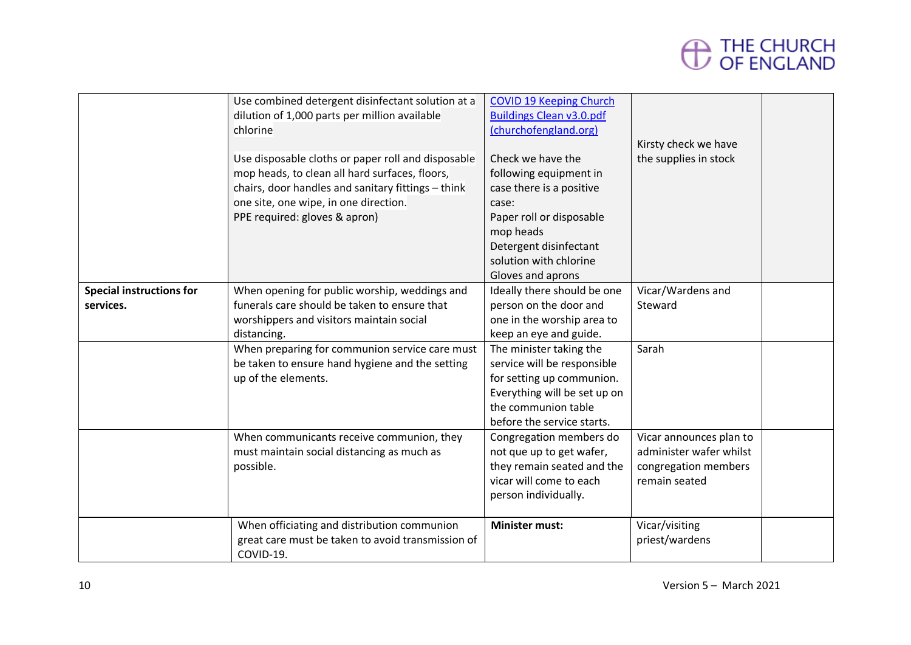| | | | | |
|---|---|---|---|---|
| | Use combined detergent disinfectant solution at a dilution of 1,000 parts per million available chlorine<br><br>Use disposable cloths or paper roll and disposable mop heads, to clean all hard surfaces, floors, chairs, door handles and sanitary fittings – think one site, one wipe, in one direction.<br>PPE required: gloves & apron) | [COVID 19 Keeping Church Buildings Clean v3.0.pdf (churchofengland.org)](#)<br><br>Check we have the following equipment in case there is a positive case:<br>Paper roll or disposable mop heads<br>Detergent disinfectant solution with chlorine<br>Gloves and aprons | Kirsty check we have the supplies in stock | |
| **Special instructions for services.** | When opening for public worship, weddings and funerals care should be taken to ensure that worshippers and visitors maintain social distancing. | Ideally there should be one person on the door and one in the worship area to keep an eye and guide. | Vicar/Wardens and Steward | |
| | When preparing for communion service care must be taken to ensure hand hygiene and the setting up of the elements. | The minister taking the service will be responsible for setting up communion. Everything will be set up on the communion table before the service starts. | Sarah | |
| | When communicants receive communion, they must maintain social distancing as much as possible. | Congregation members do not que up to get wafer, they remain seated and the vicar will come to each person individually. | Vicar announces plan to administer wafer whilst congregation members remain seated | |
| | When officiating and distribution communion great care must be taken to avoid transmission of COVID-19. | **Minister must:** | Vicar/visiting priest/wardens | |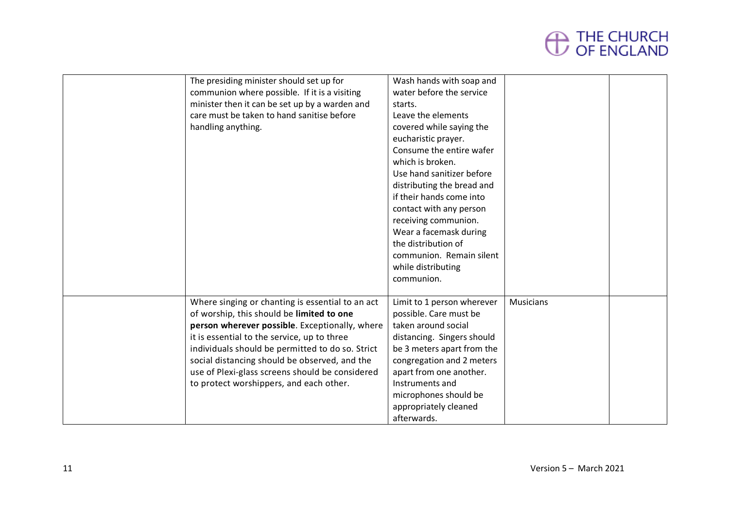|  |  |  |  |  |
|---|---|---|---|---|
|  | The presiding minister should set up for communion where possible. If it is a visiting minister then it can be set up by a warden and care must be taken to hand sanitise before handling anything. | Wash hands with soap and water before the service starts.<br>Leave the elements covered while saying the eucharistic prayer.<br>Consume the entire wafer which is broken.<br>Use hand sanitizer before distributing the bread and if their hands come into contact with any person receiving communion.<br>Wear a facemask during the distribution of communion. Remain silent while distributing communion. |  |  |
|  | Where singing or chanting is essential to an act of worship, this should be **limited to one person wherever possible**. Exceptionally, where it is essential to the service, up to three individuals should be permitted to do so. Strict social distancing should be observed, and the use of Plexi-glass screens should be considered to protect worshippers, and each other. | Limit to 1 person wherever possible. Care must be taken around social distancing. Singers should be 3 meters apart from the congregation and 2 meters apart from one another.<br>Instruments and microphones should be appropriately cleaned afterwards. | Musicians |  |

Version 5 – March 2021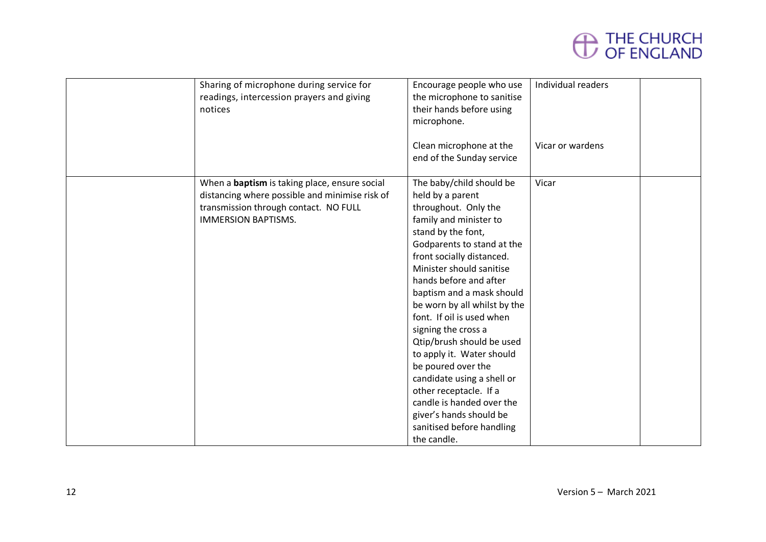| | | | | |
|---|---|---|---|---|
| | Sharing of microphone during service for readings, intercession prayers and giving notices | Encourage people who use the microphone to sanitise their hands before using microphone.<br><br>Clean microphone at the end of the Sunday service | Individual readers<br><br><br><br>Vicar or wardens | |
| | When a **baptism** is taking place, ensure social distancing where possible and minimise risk of transmission through contact. NO FULL IMMERSION BAPTISMS. | The baby/child should be held by a parent throughout. Only the family and minister to stand by the font, Godparents to stand at the front socially distanced. Minister should sanitise hands before and after baptism and a mask should be worn by all whilst by the font. If oil is used when signing the cross a Qtip/brush should be used to apply it. Water should be poured over the candidate using a shell or other receptacle. If a candle is handed over the giver's hands should be sanitised before handling the candle. | Vicar | |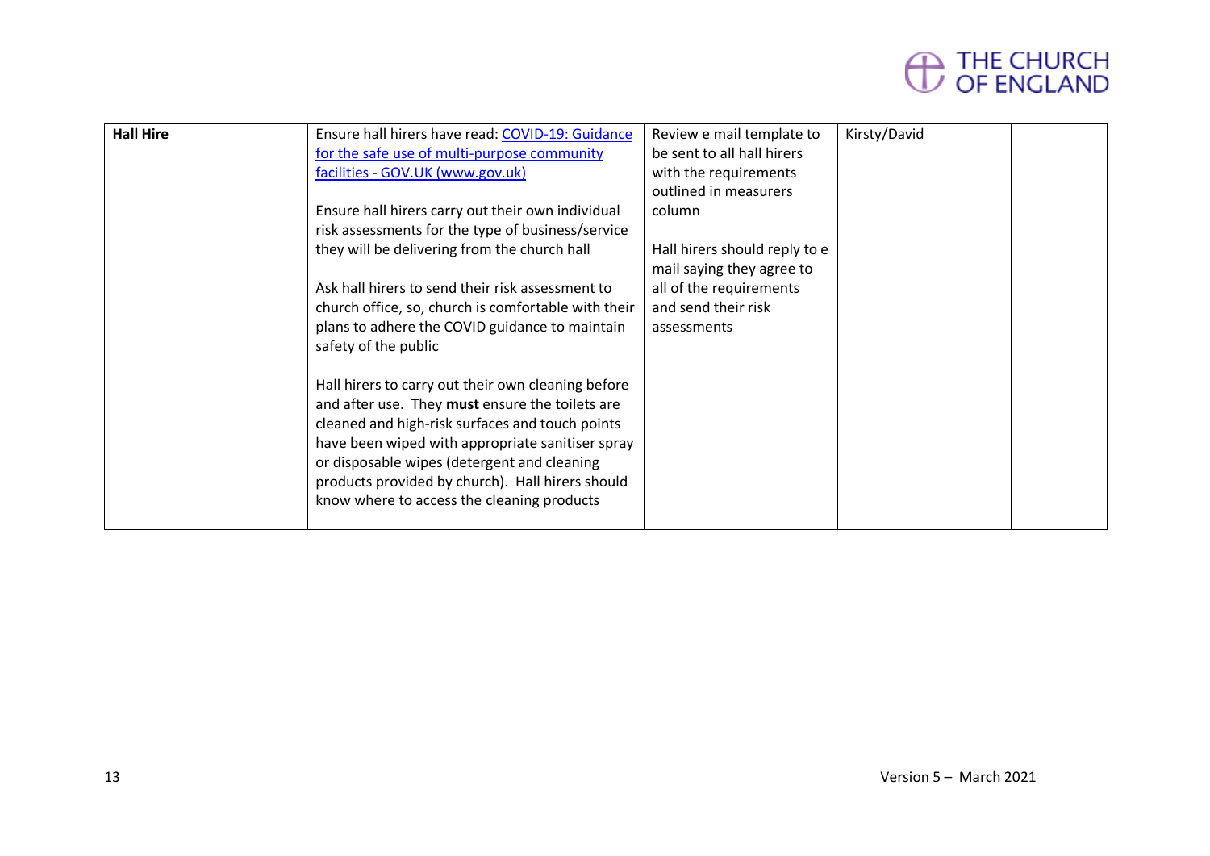| | | | | |
|---|---|---|---|---|
| **Hall Hire** | Ensure hall hirers have read: [COVID-19: Guidance for the safe use of multi-purpose community facilities - GOV.UK (www.gov.uk)](https://www.gov.uk)<br><br>Ensure hall hirers carry out their own individual risk assessments for the type of business/service they will be delivering from the church hall<br><br>Ask hall hirers to send their risk assessment to church office, so, church is comfortable with their plans to adhere the COVID guidance to maintain safety of the public<br><br>Hall hirers to carry out their own cleaning before and after use. They **must** ensure the toilets are cleaned and high-risk surfaces and touch points have been wiped with appropriate sanitiser spray or disposable wipes (detergent and cleaning products provided by church). Hall hirers should know where to access the cleaning products | Review e mail template to be sent to all hall hirers with the requirements outlined in measurers column<br><br>Hall hirers should reply to e mail saying they agree to all of the requirements and send their risk assessments | Kirsty/David | |

Version 5 – March 2021